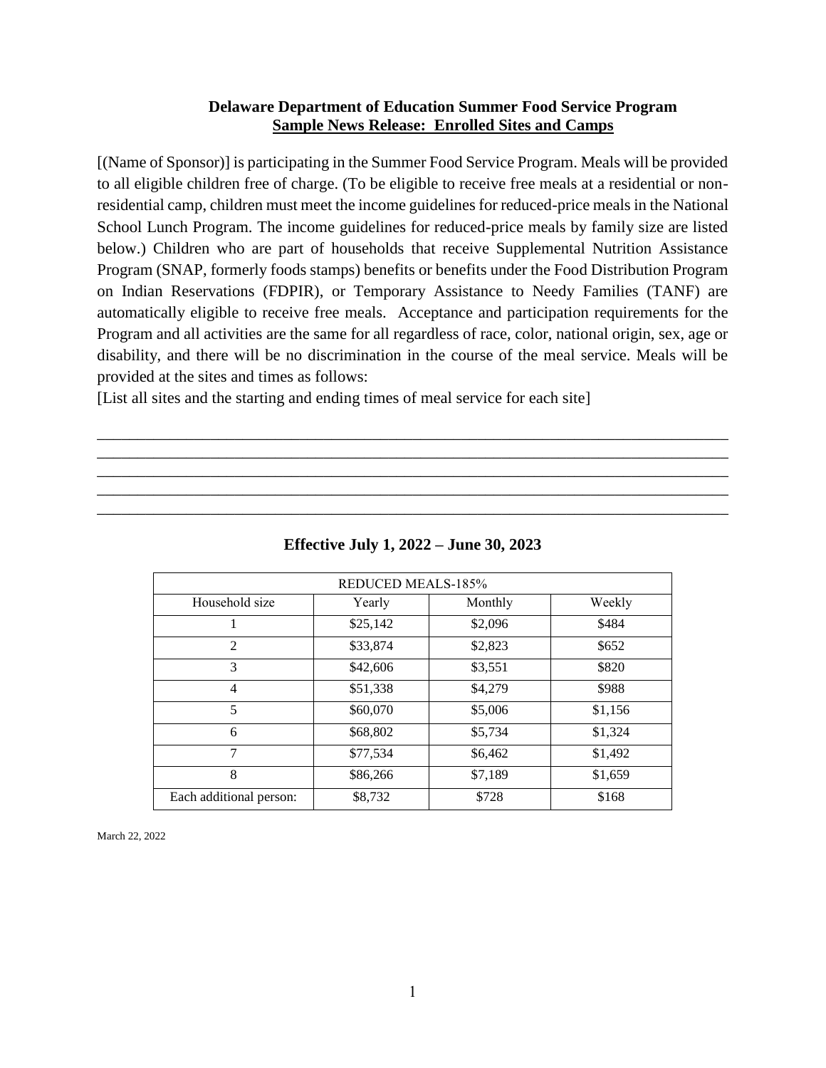**Delaware Department of Education Summer Food Service Program**
**Sample News Release: Enrolled Sites and Camps**

[(Name of Sponsor)] is participating in the Summer Food Service Program. Meals will be provided to all eligible children free of charge. (To be eligible to receive free meals at a residential or non-residential camp, children must meet the income guidelines for reduced-price meals in the National School Lunch Program. The income guidelines for reduced-price meals by family size are listed below.) Children who are part of households that receive Supplemental Nutrition Assistance Program (SNAP, formerly foods stamps) benefits or benefits under the Food Distribution Program on Indian Reservations (FDPIR), or Temporary Assistance to Needy Families (TANF) are automatically eligible to receive free meals. Acceptance and participation requirements for the Program and all activities are the same for all regardless of race, color, national origin, sex, age or disability, and there will be no discrimination in the course of the meal service. Meals will be provided at the sites and times as follows:

[List all sites and the starting and ending times of meal service for each site]

\_\_\_\_\_\_\_\_\_\_\_\_\_\_\_\_\_\_\_\_\_\_\_\_\_\_\_\_\_\_\_\_\_\_\_\_\_\_\_\_\_\_\_\_\_\_\_\_\_\_\_\_\_\_\_\_\_\_\_\_\_\_\_\_\_\_\_\_\_\_\_\_\_\_\_\_
\_\_\_\_\_\_\_\_\_\_\_\_\_\_\_\_\_\_\_\_\_\_\_\_\_\_\_\_\_\_\_\_\_\_\_\_\_\_\_\_\_\_\_\_\_\_\_\_\_\_\_\_\_\_\_\_\_\_\_\_\_\_\_\_\_\_\_\_\_\_\_\_\_\_\_\_
\_\_\_\_\_\_\_\_\_\_\_\_\_\_\_\_\_\_\_\_\_\_\_\_\_\_\_\_\_\_\_\_\_\_\_\_\_\_\_\_\_\_\_\_\_\_\_\_\_\_\_\_\_\_\_\_\_\_\_\_\_\_\_\_\_\_\_\_\_\_\_\_\_\_\_\_
\_\_\_\_\_\_\_\_\_\_\_\_\_\_\_\_\_\_\_\_\_\_\_\_\_\_\_\_\_\_\_\_\_\_\_\_\_\_\_\_\_\_\_\_\_\_\_\_\_\_\_\_\_\_\_\_\_\_\_\_\_\_\_\_\_\_\_\_\_\_\_\_\_\_\_\_
\_\_\_\_\_\_\_\_\_\_\_\_\_\_\_\_\_\_\_\_\_\_\_\_\_\_\_\_\_\_\_\_\_\_\_\_\_\_\_\_\_\_\_\_\_\_\_\_\_\_\_\_\_\_\_\_\_\_\_\_\_\_\_\_\_\_\_\_\_\_\_\_\_\_\_\_

**Effective July 1, 2022 – June 30, 2023**

| REDUCED MEALS-185% | | | |
|---|---|---|---|
| Household size | Yearly | Monthly | Weekly |
| 1 | $25,142 | $2,096 | $484 |
| 2 | $33,874 | $2,823 | $652 |
| 3 | $42,606 | $3,551 | $820 |
| 4 | $51,338 | $4,279 | $988 |
| 5 | $60,070 | $5,006 | $1,156 |
| 6 | $68,802 | $5,734 | $1,324 |
| 7 | $77,534 | $6,462 | $1,492 |
| 8 | $86,266 | $7,189 | $1,659 |
| Each additional person: | $8,732 | $728 | $168 |

March 22, 2022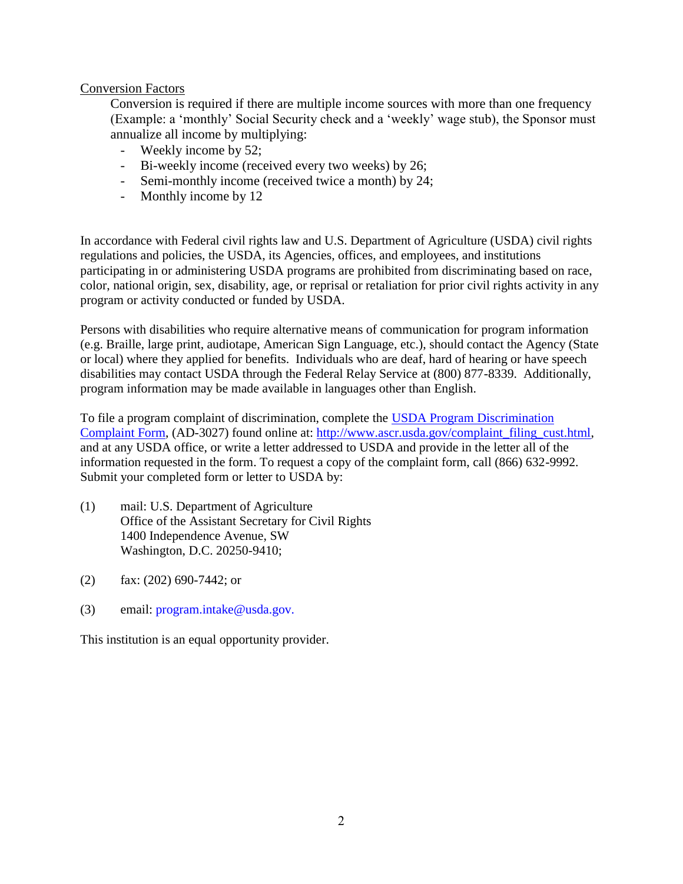Conversion Factors

Conversion is required if there are multiple income sources with more than one frequency (Example: a 'monthly' Social Security check and a 'weekly' wage stub), the Sponsor must annualize all income by multiplying:

- Weekly income by 52;
- Bi-weekly income (received every two weeks) by 26;
- Semi-monthly income (received twice a month) by 24;
- Monthly income by 12

In accordance with Federal civil rights law and U.S. Department of Agriculture (USDA) civil rights regulations and policies, the USDA, its Agencies, offices, and employees, and institutions participating in or administering USDA programs are prohibited from discriminating based on race, color, national origin, sex, disability, age, or reprisal or retaliation for prior civil rights activity in any program or activity conducted or funded by USDA.

Persons with disabilities who require alternative means of communication for program information (e.g. Braille, large print, audiotape, American Sign Language, etc.), should contact the Agency (State or local) where they applied for benefits. Individuals who are deaf, hard of hearing or have speech disabilities may contact USDA through the Federal Relay Service at (800) 877-8339. Additionally, program information may be made available in languages other than English.

To file a program complaint of discrimination, complete the [USDA Program Discrimination Complaint Form](http://www.ascr.usda.gov/complaint_filing_cust.html), (AD-3027) found online at: [http://www.ascr.usda.gov/complaint_filing_cust.html](http://www.ascr.usda.gov/complaint_filing_cust.html), and at any USDA office, or write a letter addressed to USDA and provide in the letter all of the information requested in the form. To request a copy of the complaint form, call (866) 632-9992. Submit your completed form or letter to USDA by:

(1) mail: U.S. Department of Agriculture
Office of the Assistant Secretary for Civil Rights
1400 Independence Avenue, SW
Washington, D.C. 20250-9410;

(2) fax: (202) 690-7442; or

(3) email: program.intake@usda.gov.

This institution is an equal opportunity provider.